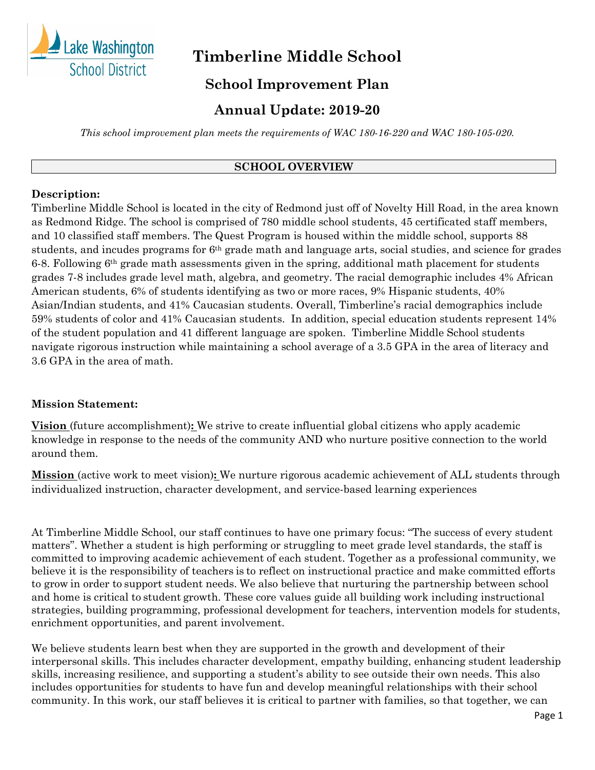# Timberline Middle School

## School Improvement Plan

## Annual Update: 2019-20

*This school improvement plan meets the requirements of WAC 180-16-220 and WAC 180-105-020.*

### SCHOOL OVERVIEW

**Description:**

Timberline Middle School is located in the city of Redmond just off of Novelty Hill Road, in the area known as Redmond Ridge. The school is comprised of 780 middle school students, 45 certificated staff members, and 10 classified staff members. The Quest Program is housed within the middle school, supports 88 students, and incudes programs for 6th grade math and language arts, social studies, and science for grades 6-8. Following 6th grade math assessments given in the spring, additional math placement for students grades 7-8 includes grade level math, algebra, and geometry. The racial demographic includes 4% African American students, 6% of students identifying as two or more races, 9% Hispanic students, 40% Asian/Indian students, and 41% Caucasian students. Overall, Timberline's racial demographics include 59% students of color and 41% Caucasian students. In addition, special education students represent 14% of the student population and 41 different language are spoken. Timberline Middle School students navigate rigorous instruction while maintaining a school average of a 3.5 GPA in the area of literacy and 3.6 GPA in the area of math.

**Mission Statement:**

**Vision** (future accomplishment)**:** We strive to create influential global citizens who apply academic knowledge in response to the needs of the community AND who nurture positive connection to the world around them.

**Mission** (active work to meet vision)**:** We nurture rigorous academic achievement of ALL students through individualized instruction, character development, and service-based learning experiences

At Timberline Middle School, our staff continues to have one primary focus: "The success of every student matters". Whether a student is high performing or struggling to meet grade level standards, the staff is committed to improving academic achievement of each student. Together as a professional community, we believe it is the responsibility of teachers is to reflect on instructional practice and make committed efforts to grow in order to support student needs. We also believe that nurturing the partnership between school and home is critical to student growth. These core values guide all building work including instructional strategies, building programming, professional development for teachers, intervention models for students, enrichment opportunities, and parent involvement.

We believe students learn best when they are supported in the growth and development of their interpersonal skills. This includes character development, empathy building, enhancing student leadership skills, increasing resilience, and supporting a student's ability to see outside their own needs. This also includes opportunities for students to have fun and develop meaningful relationships with their school community. In this work, our staff believes it is critical to partner with families, so that together, we can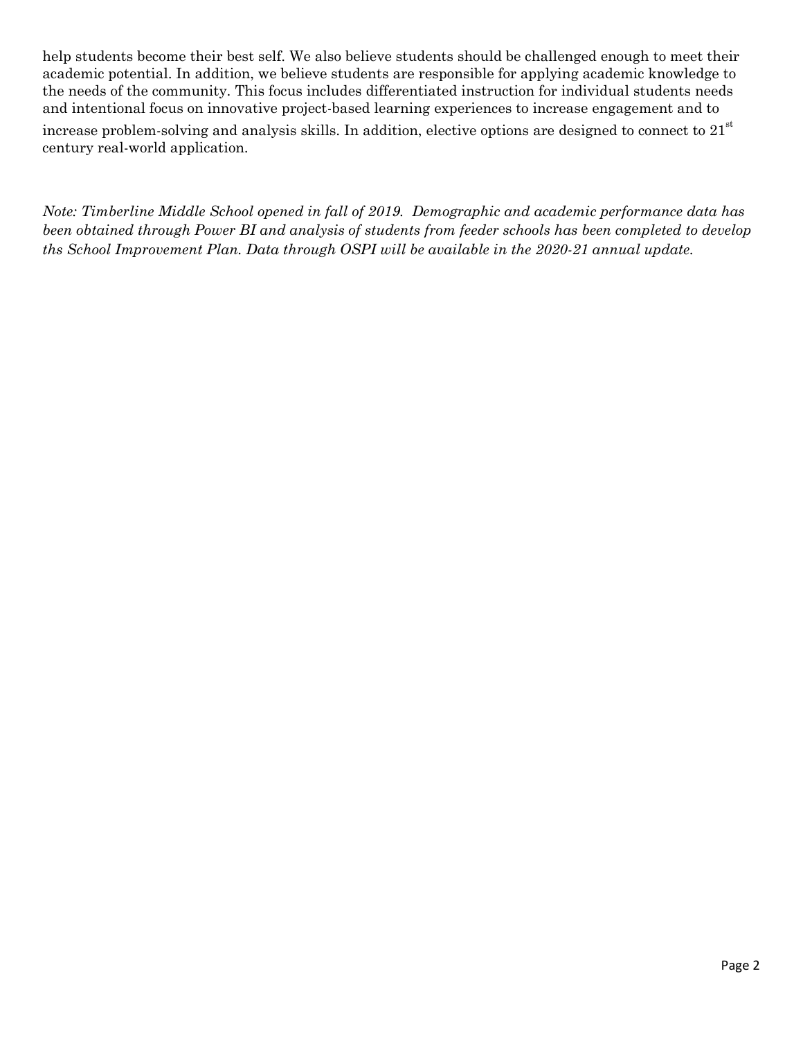help students become their best self. We also believe students should be challenged enough to meet their academic potential. In addition, we believe students are responsible for applying academic knowledge to the needs of the community. This focus includes differentiated instruction for individual students needs and intentional focus on innovative project-based learning experiences to increase engagement and to increase problem-solving and analysis skills. In addition, elective options are designed to connect to 21st century real-world application.

*Note: Timberline Middle School opened in fall of 2019. Demographic and academic performance data has been obtained through Power BI and analysis of students from feeder schools has been completed to develop ths School Improvement Plan. Data through OSPI will be available in the 2020-21 annual update.*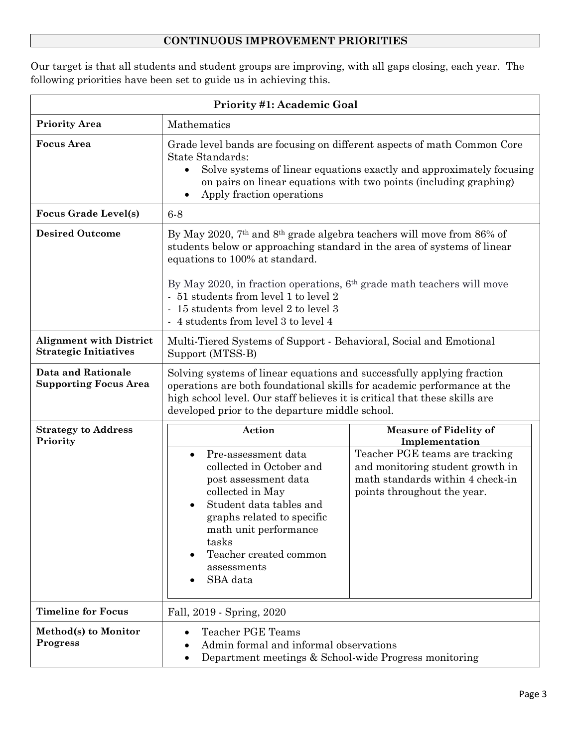## CONTINUOUS IMPROVEMENT PRIORITIES

Our target is that all students and student groups are improving, with all gaps closing, each year. The following priorities have been set to guide us in achieving this.

| **Priority #1: Academic Goal** | |
|---|---|
| **Priority Area** | Mathematics |
| **Focus Area** | Grade level bands are focusing on different aspects of math Common Core State Standards:<br>• Solve systems of linear equations exactly and approximately focusing on pairs on linear equations with two points (including graphing)<br>• Apply fraction operations |
| **Focus Grade Level(s)** | 6-8 |
| **Desired Outcome** | By May 2020, 7th and 8th grade algebra teachers will move from 86% of students below or approaching standard in the area of systems of linear equations to 100% at standard.<br><br>By May 2020, in fraction operations, 6th grade math teachers will move<br>- 51 students from level 1 to level 2<br>- 15 students from level 2 to level 3<br>- 4 students from level 3 to level 4 |
| **Alignment with District Strategic Initiatives** | Multi-Tiered Systems of Support - Behavioral, Social and Emotional Support (MTSS-B) |
| **Data and Rationale Supporting Focus Area** | Solving systems of linear equations and successfully applying fraction operations are both foundational skills for academic performance at the high school level. Our staff believes it is critical that these skills are developed prior to the departure middle school. |
| **Strategy to Address Priority** | **Action:**<br>• Pre-assessment data collected in October and post assessment data collected in May<br>• Student data tables and graphs related to specific math unit performance tasks<br>• Teacher created common assessments<br>• SBA data<br><br>**Measure of Fidelity of Implementation:**<br>Teacher PGE teams are tracking and monitoring student growth in math standards within 4 check-in points throughout the year. |
| **Timeline for Focus** | Fall, 2019 - Spring, 2020 |
| **Method(s) to Monitor Progress** | • Teacher PGE Teams<br>• Admin formal and informal observations<br>• Department meetings & School-wide Progress monitoring |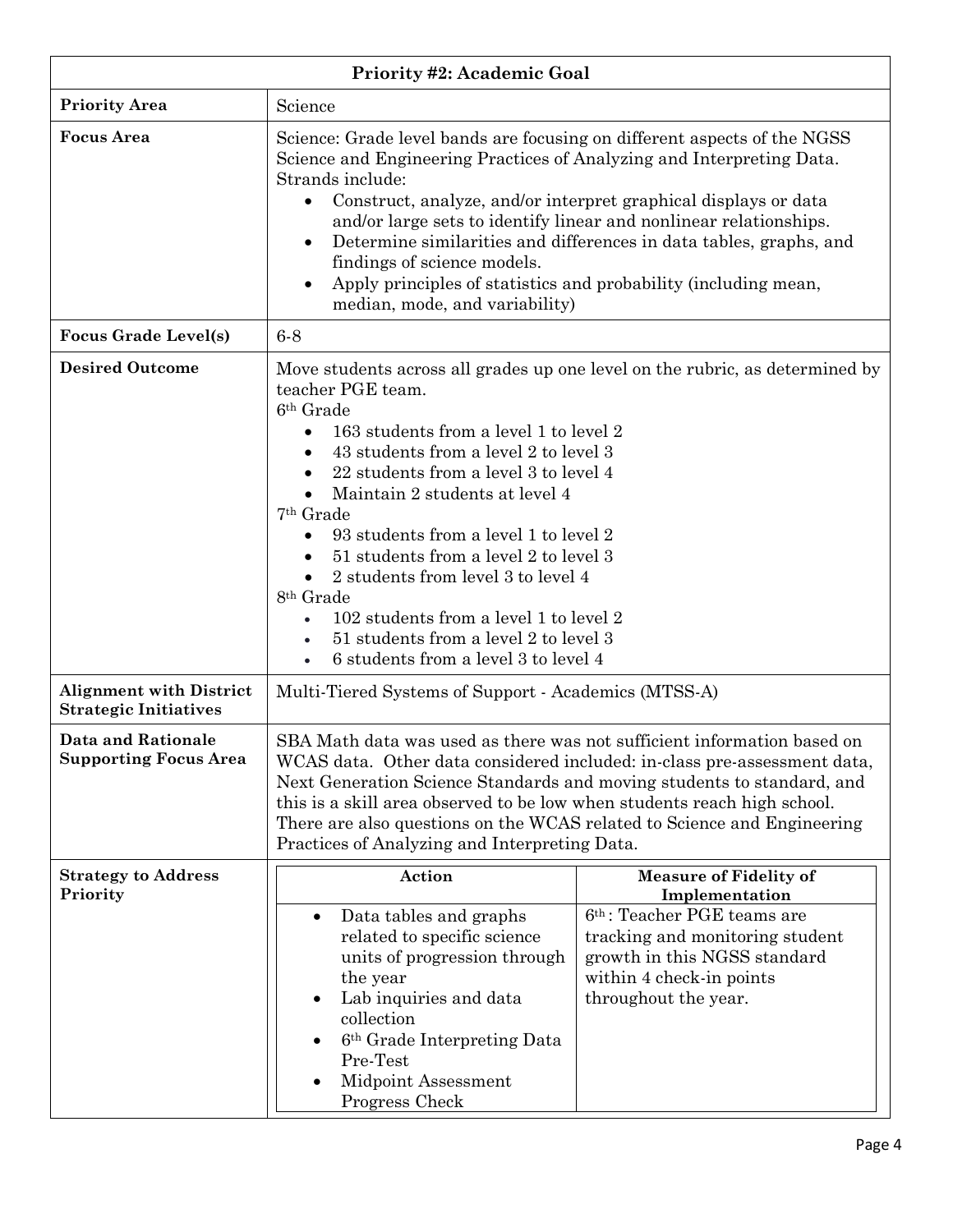| Priority #2: Academic Goal | |
|---|---|
| **Priority Area** | Science |
| **Focus Area** | Science: Grade level bands are focusing on different aspects of the NGSS Science and Engineering Practices of Analyzing and Interpreting Data. Strands include:<br>• Construct, analyze, and/or interpret graphical displays or data and/or large sets to identify linear and nonlinear relationships.<br>• Determine similarities and differences in data tables, graphs, and findings of science models.<br>• Apply principles of statistics and probability (including mean, median, mode, and variability) |
| **Focus Grade Level(s)** | 6-8 |
| **Desired Outcome** | Move students across all grades up one level on the rubric, as determined by teacher PGE team.<br>6th Grade<br>• 163 students from a level 1 to level 2<br>• 43 students from a level 2 to level 3<br>• 22 students from a level 3 to level 4<br>• Maintain 2 students at level 4<br>7th Grade<br>• 93 students from a level 1 to level 2<br>• 51 students from a level 2 to level 3<br>• 2 students from level 3 to level 4<br>8th Grade<br>• 102 students from a level 1 to level 2<br>• 51 students from a level 2 to level 3<br>• 6 students from a level 3 to level 4 |
| **Alignment with District Strategic Initiatives** | Multi-Tiered Systems of Support - Academics (MTSS-A) |
| **Data and Rationale Supporting Focus Area** | SBA Math data was used as there was not sufficient information based on WCAS data. Other data considered included: in-class pre-assessment data, Next Generation Science Standards and moving students to standard, and this is a skill area observed to be low when students reach high school. There are also questions on the WCAS related to Science and Engineering Practices of Analyzing and Interpreting Data. |
| **Strategy to Address Priority** | **Action:**<br>• Data tables and graphs related to specific science units of progression through the year<br>• Lab inquiries and data collection<br>• 6th Grade Interpreting Data Pre-Test<br>• Midpoint Assessment Progress Check<br><br>**Measure of Fidelity of Implementation:**<br>6th: Teacher PGE teams are tracking and monitoring student growth in this NGSS standard within 4 check-in points throughout the year. |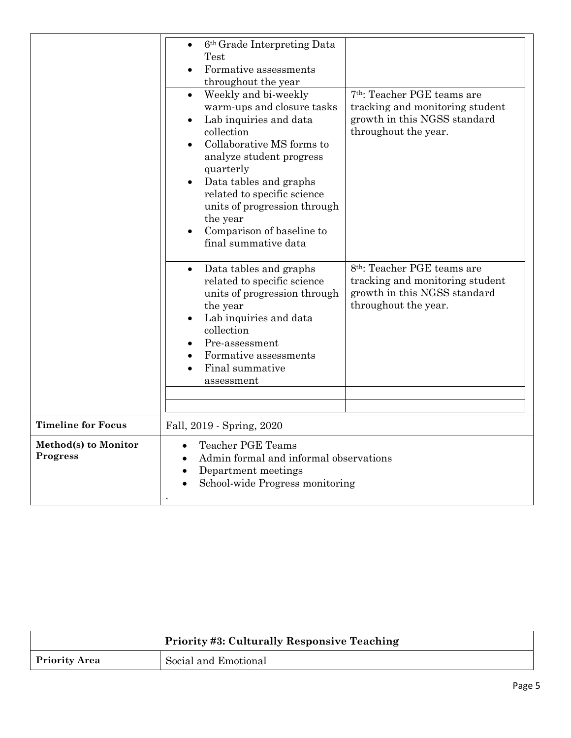| | | |
|---|---|---|
| | <ul><li>6th Grade Interpreting Data Test</li><li>Formative assessments throughout the year</li></ul> | |
| | <ul><li>Weekly and bi-weekly warm-ups and closure tasks</li><li>Lab inquiries and data collection</li><li>Collaborative MS forms to analyze student progress quarterly</li><li>Data tables and graphs related to specific science units of progression through the year</li><li>Comparison of baseline to final summative data</li></ul> | 7th: Teacher PGE teams are tracking and monitoring student growth in this NGSS standard throughout the year. |
| | <ul><li>Data tables and graphs related to specific science units of progression through the year</li><li>Lab inquiries and data collection</li><li>Pre-assessment</li><li>Formative assessments</li><li>Final summative assessment</li></ul> | 8th: Teacher PGE teams are tracking and monitoring student growth in this NGSS standard throughout the year. |
| **Timeline for Focus** | Fall, 2019 - Spring, 2020 | |
| **Method(s) to Monitor Progress** | <ul><li>Teacher PGE Teams</li><li>Admin formal and informal observations</li><li>Department meetings</li><li>School-wide Progress monitoring</li></ul> | |

| **Priority #3: Culturally Responsive Teaching** | |
|---|---|
| **Priority Area** | Social and Emotional |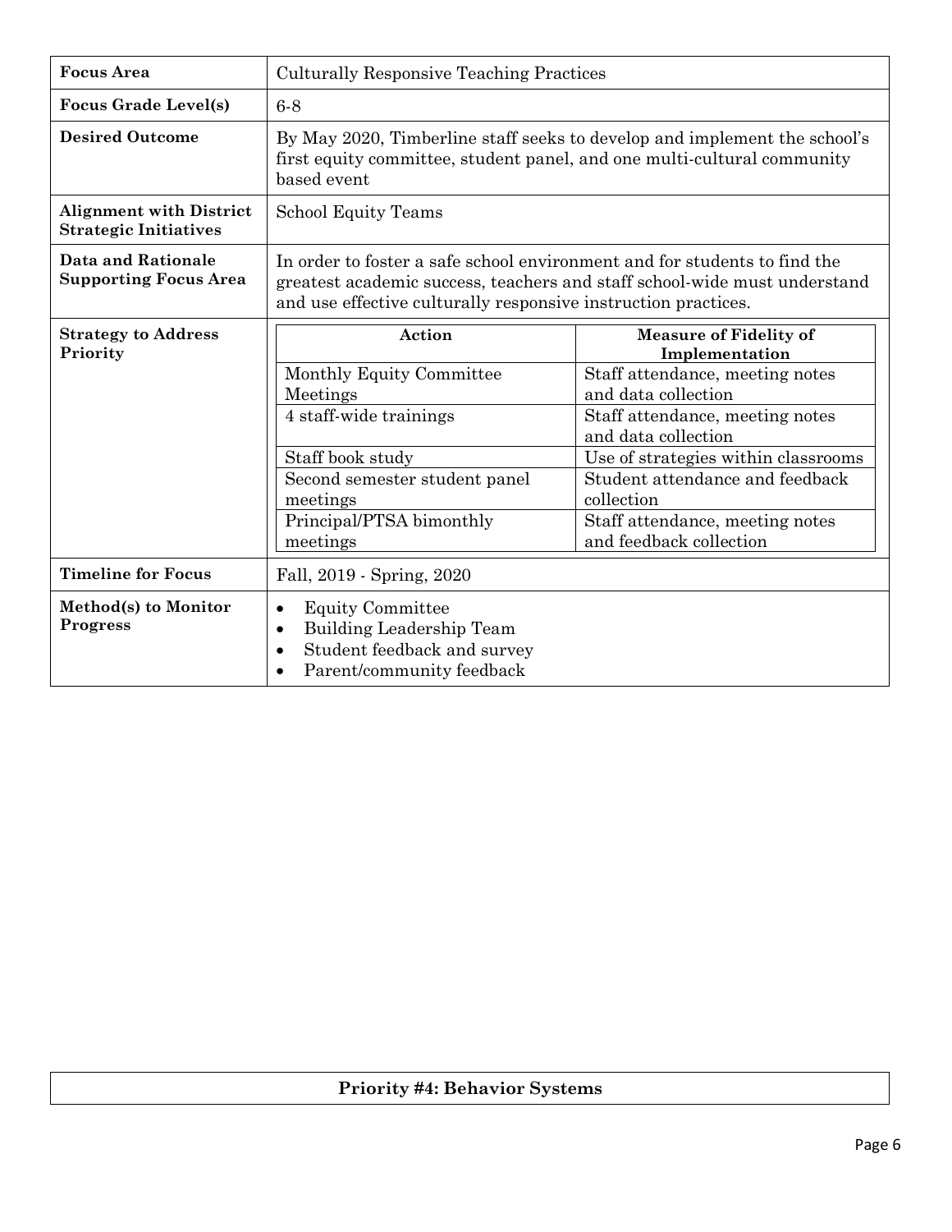| **Focus Area** | Culturally Responsive Teaching Practices |
|---|---|
| **Focus Grade Level(s)** | 6-8 |
| **Desired Outcome** | By May 2020, Timberline staff seeks to develop and implement the school's first equity committee, student panel, and one multi-cultural community based event |
| **Alignment with District Strategic Initiatives** | School Equity Teams |
| **Data and Rationale Supporting Focus Area** | In order to foster a safe school environment and for students to find the greatest academic success, teachers and staff school-wide must understand and use effective culturally responsive instruction practices. |
| **Strategy to Address Priority** | See table below |
| **Timeline for Focus** | Fall, 2019 - Spring, 2020 |
| **Method(s) to Monitor Progress** | • Equity Committee<br>• Building Leadership Team<br>• Student feedback and survey<br>• Parent/community feedback |

**Strategy to Address Priority**

| Action | Measure of Fidelity of Implementation |
|---|---|
| Monthly Equity Committee Meetings | Staff attendance, meeting notes and data collection |
| 4 staff-wide trainings | Staff attendance, meeting notes and data collection |
| Staff book study | Use of strategies within classrooms |
| Second semester student panel meetings | Student attendance and feedback collection |
| Principal/PTSA bimonthly meetings | Staff attendance, meeting notes and feedback collection |

## Priority #4: Behavior Systems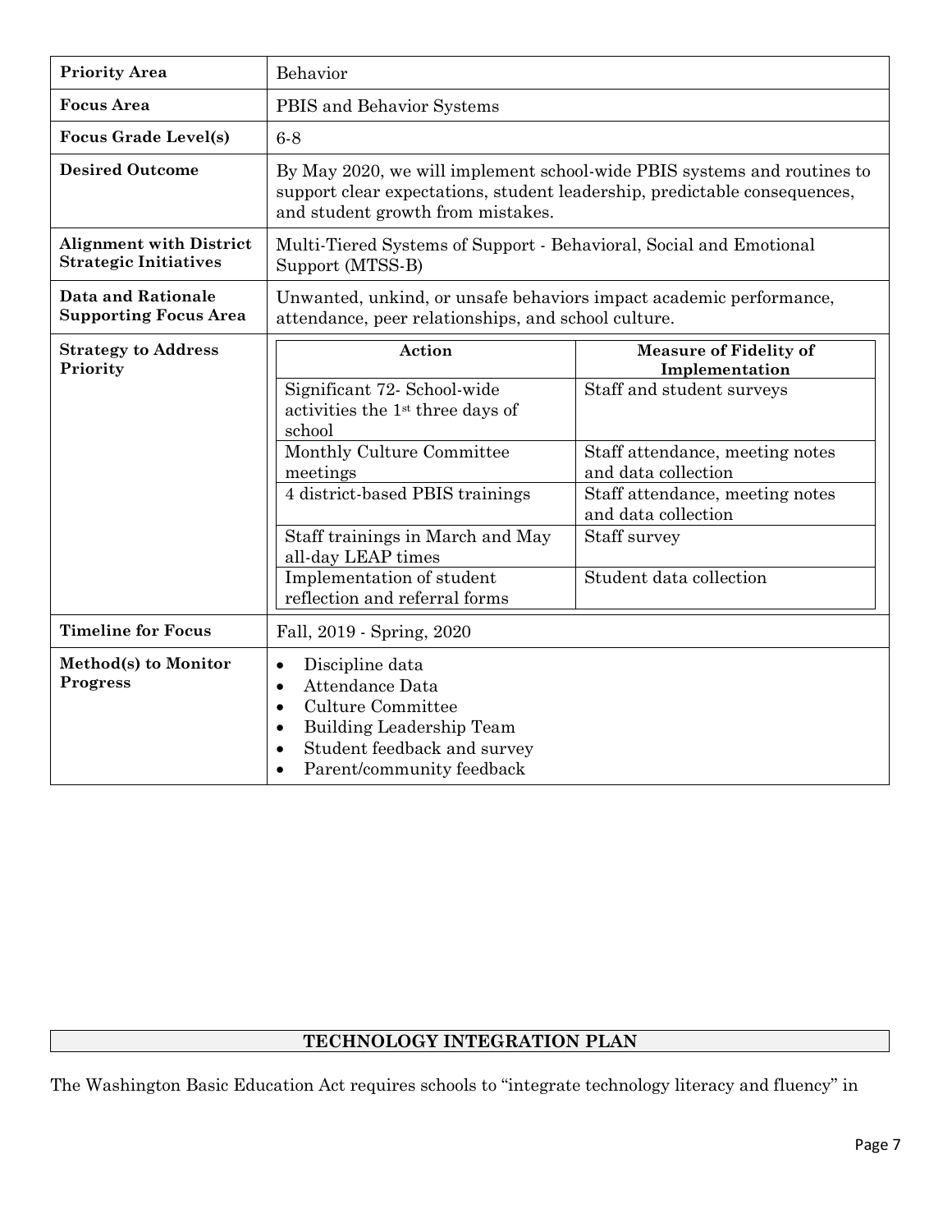| **Priority Area** | Behavior |
|---|---|
| **Focus Area** | PBIS and Behavior Systems |
| **Focus Grade Level(s)** | 6-8 |
| **Desired Outcome** | By May 2020, we will implement school-wide PBIS systems and routines to support clear expectations, student leadership, predictable consequences, and student growth from mistakes. |
| **Alignment with District Strategic Initiatives** | Multi-Tiered Systems of Support - Behavioral, Social and Emotional Support (MTSS-B) |
| **Data and Rationale Supporting Focus Area** | Unwanted, unkind, or unsafe behaviors impact academic performance, attendance, peer relationships, and school culture. |
| **Strategy to Address Priority** | See table below |
| **Timeline for Focus** | Fall, 2019 - Spring, 2020 |
| **Method(s) to Monitor Progress** | • Discipline data<br>• Attendance Data<br>• Culture Committee<br>• Building Leadership Team<br>• Student feedback and survey<br>• Parent/community feedback |

**Strategy to Address Priority**

| Action | Measure of Fidelity of Implementation |
|---|---|
| Significant 72- School-wide activities the 1st three days of school | Staff and student surveys |
| Monthly Culture Committee meetings | Staff attendance, meeting notes and data collection |
| 4 district-based PBIS trainings | Staff attendance, meeting notes and data collection |
| Staff trainings in March and May all-day LEAP times | Staff survey |
| Implementation of student reflection and referral forms | Student data collection |

## TECHNOLOGY INTEGRATION PLAN

The Washington Basic Education Act requires schools to "integrate technology literacy and fluency" in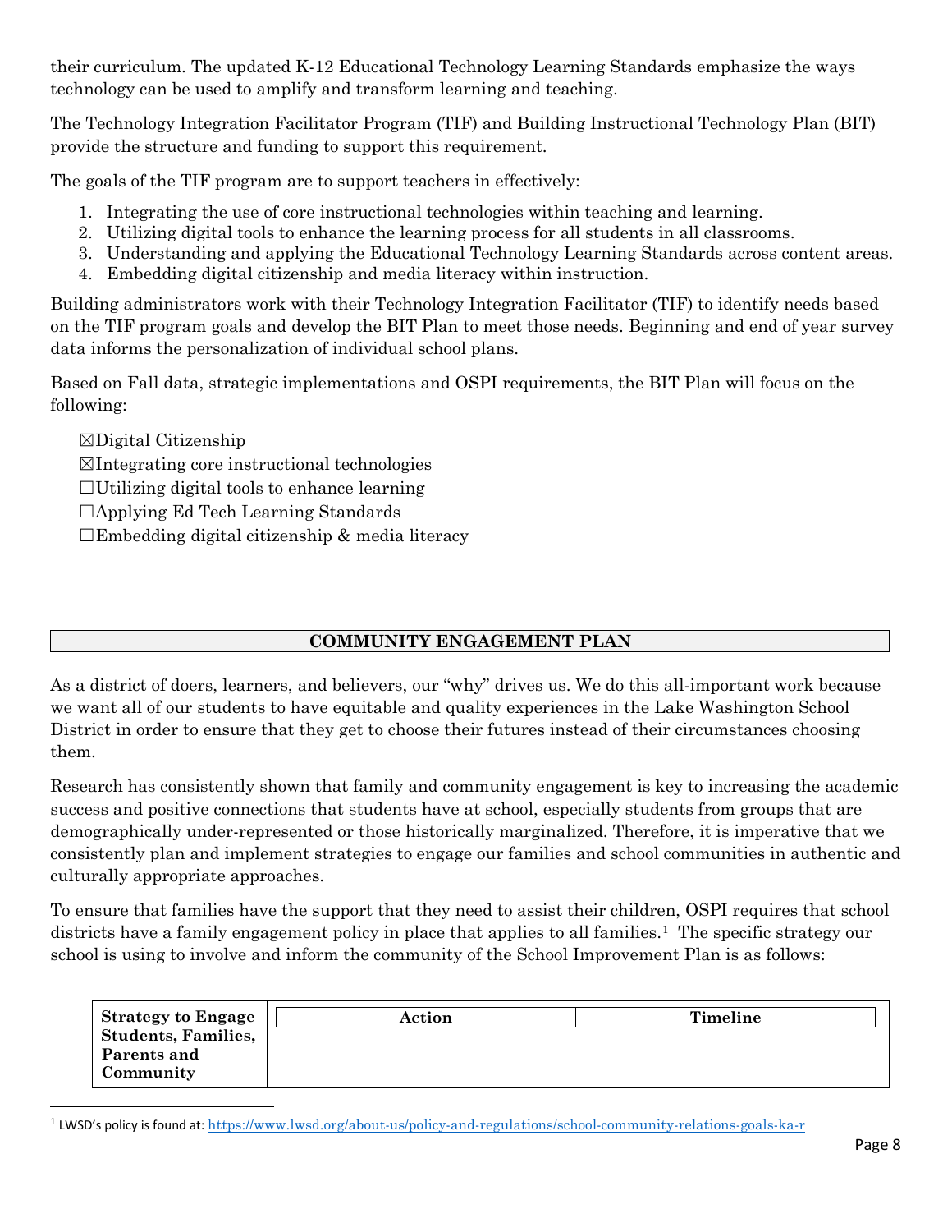their curriculum. The updated K-12 Educational Technology Learning Standards emphasize the ways technology can be used to amplify and transform learning and teaching.

The Technology Integration Facilitator Program (TIF) and Building Instructional Technology Plan (BIT) provide the structure and funding to support this requirement.

The goals of the TIF program are to support teachers in effectively:

1. Integrating the use of core instructional technologies within teaching and learning.
2. Utilizing digital tools to enhance the learning process for all students in all classrooms.
3. Understanding and applying the Educational Technology Learning Standards across content areas.
4. Embedding digital citizenship and media literacy within instruction.

Building administrators work with their Technology Integration Facilitator (TIF) to identify needs based on the TIF program goals and develop the BIT Plan to meet those needs. Beginning and end of year survey data informs the personalization of individual school plans.

Based on Fall data, strategic implementations and OSPI requirements, the BIT Plan will focus on the following:

☒Digital Citizenship
☒Integrating core instructional technologies
☐Utilizing digital tools to enhance learning
☐Applying Ed Tech Learning Standards
☐Embedding digital citizenship & media literacy

## COMMUNITY ENGAGEMENT PLAN

As a district of doers, learners, and believers, our "why" drives us. We do this all-important work because we want all of our students to have equitable and quality experiences in the Lake Washington School District in order to ensure that they get to choose their futures instead of their circumstances choosing them.

Research has consistently shown that family and community engagement is key to increasing the academic success and positive connections that students have at school, especially students from groups that are demographically under-represented or those historically marginalized. Therefore, it is imperative that we consistently plan and implement strategies to engage our families and school communities in authentic and culturally appropriate approaches.

To ensure that families have the support that they need to assist their children, OSPI requires that school districts have a family engagement policy in place that applies to all families.[1] The specific strategy our school is using to involve and inform the community of the School Improvement Plan is as follows:

| Strategy to Engage Students, Families, Parents and Community | Action | Timeline |
|---|---|---|
| | | |

[1] LWSD's policy is found at: https://www.lwsd.org/about-us/policy-and-regulations/school-community-relations-goals-ka-r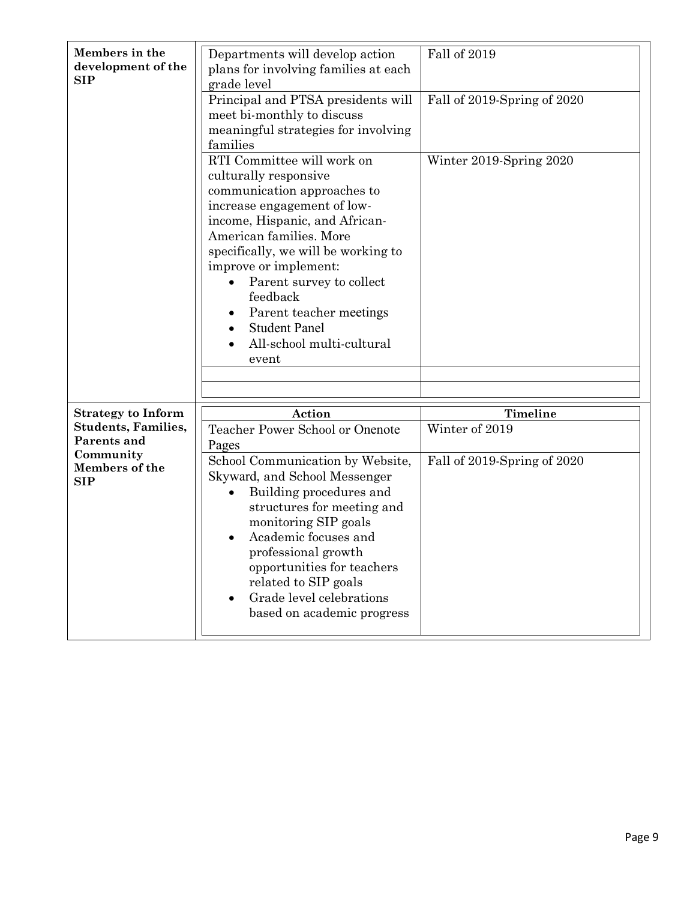| | | |
|---|---|---|
| **Members in the development of the SIP** | Departments will develop action plans for involving families at each grade level | Fall of 2019 |
| | Principal and PTSA presidents will meet bi-monthly to discuss meaningful strategies for involving families | Fall of 2019-Spring of 2020 |
| | RTI Committee will work on culturally responsive communication approaches to increase engagement of low-income, Hispanic, and African-American families. More specifically, we will be working to improve or implement:<br>• Parent survey to collect feedback<br>• Parent teacher meetings<br>• Student Panel<br>• All-school multi-cultural event | Winter 2019-Spring 2020 |
| | | |
| | | |
| **Strategy to Inform Students, Families, Parents and Community Members of the SIP** | **Action** | **Timeline** |
| | Teacher Power School or Onenote Pages | Winter of 2019 |
| | School Communication by Website, Skyward, and School Messenger<br>• Building procedures and structures for meeting and monitoring SIP goals<br>• Academic focuses and professional growth opportunities for teachers related to SIP goals<br>• Grade level celebrations based on academic progress | Fall of 2019-Spring of 2020 |